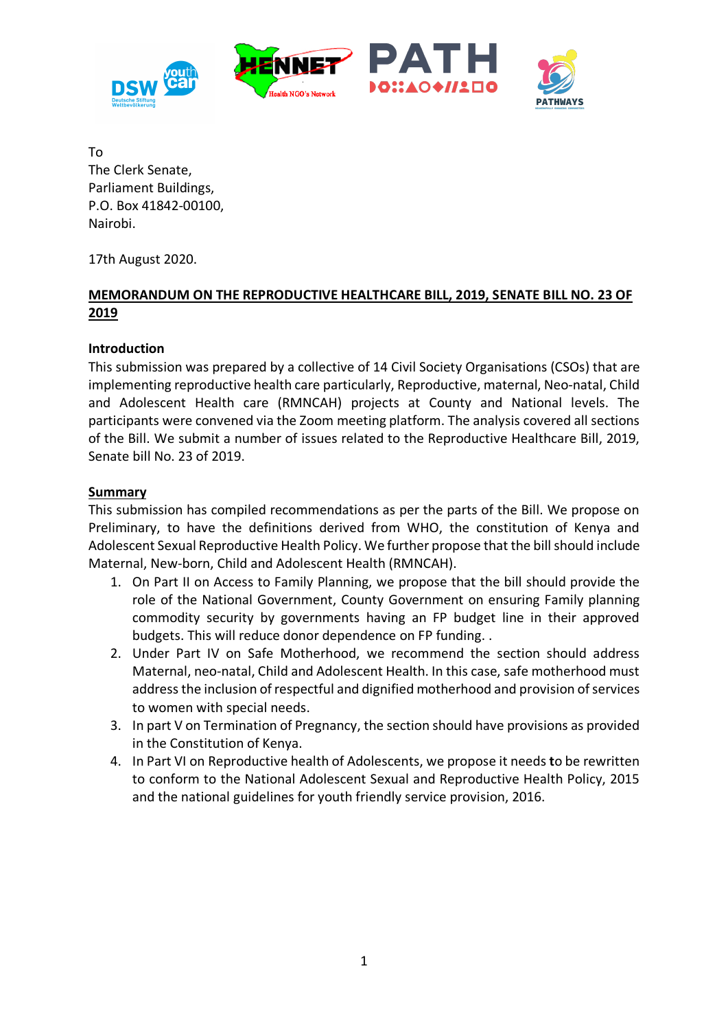To
The Clerk Senate,
Parliament Buildings,
P.O. Box 41842-00100,
Nairobi.

17th August 2020.

**MEMORANDUM ON THE REPRODUCTIVE HEALTHCARE BILL, 2019, SENATE BILL NO. 23 OF 2019**

**Introduction**

This submission was prepared by a collective of 14 Civil Society Organisations (CSOs) that are implementing reproductive health care particularly, Reproductive, maternal, Neo-natal, Child and Adolescent Health care (RMNCAH) projects at County and National levels. The participants were convened via the Zoom meeting platform. The analysis covered all sections of the Bill. We submit a number of issues related to the Reproductive Healthcare Bill, 2019, Senate bill No. 23 of 2019.

**Summary**

This submission has compiled recommendations as per the parts of the Bill. We propose on Preliminary, to have the definitions derived from WHO, the constitution of Kenya and Adolescent Sexual Reproductive Health Policy. We further propose that the bill should include Maternal, New-born, Child and Adolescent Health (RMNCAH).

1. On Part II on Access to Family Planning, we propose that the bill should provide the role of the National Government, County Government on ensuring Family planning commodity security by governments having an FP budget line in their approved budgets. This will reduce donor dependence on FP funding. .
2. Under Part IV on Safe Motherhood, we recommend the section should address Maternal, neo-natal, Child and Adolescent Health. In this case, safe motherhood must address the inclusion of respectful and dignified motherhood and provision of services to women with special needs.
3. In part V on Termination of Pregnancy, the section should have provisions as provided in the Constitution of Kenya.
4. In Part VI on Reproductive health of Adolescents, we propose it needs to be rewritten to conform to the National Adolescent Sexual and Reproductive Health Policy, 2015 and the national guidelines for youth friendly service provision, 2016.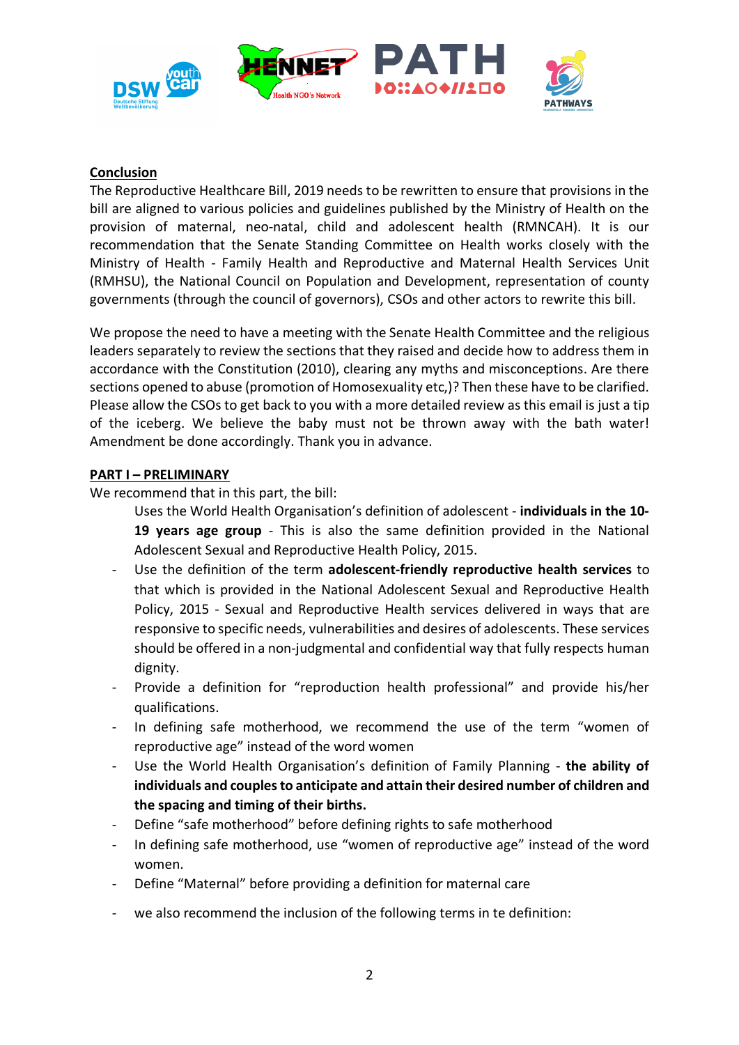**Conclusion**

The Reproductive Healthcare Bill, 2019 needs to be rewritten to ensure that provisions in the bill are aligned to various policies and guidelines published by the Ministry of Health on the provision of maternal, neo-natal, child and adolescent health (RMNCAH). It is our recommendation that the Senate Standing Committee on Health works closely with the Ministry of Health - Family Health and Reproductive and Maternal Health Services Unit (RMHSU), the National Council on Population and Development, representation of county governments (through the council of governors), CSOs and other actors to rewrite this bill.

We propose the need to have a meeting with the Senate Health Committee and the religious leaders separately to review the sections that they raised and decide how to address them in accordance with the Constitution (2010), clearing any myths and misconceptions. Are there sections opened to abuse (promotion of Homosexuality etc,)? Then these have to be clarified. Please allow the CSOs to get back to you with a more detailed review as this email is just a tip of the iceberg. We believe the baby must not be thrown away with the bath water! Amendment be done accordingly. Thank you in advance.

**PART I – PRELIMINARY**

We recommend that in this part, the bill:

- Uses the World Health Organisation's definition of adolescent - **individuals in the 10-19 years age group** - This is also the same definition provided in the National Adolescent Sexual and Reproductive Health Policy, 2015.
- Use the definition of the term **adolescent-friendly reproductive health services** to that which is provided in the National Adolescent Sexual and Reproductive Health Policy, 2015 - Sexual and Reproductive Health services delivered in ways that are responsive to specific needs, vulnerabilities and desires of adolescents. These services should be offered in a non-judgmental and confidential way that fully respects human dignity.
- Provide a definition for "reproduction health professional" and provide his/her qualifications.
- In defining safe motherhood, we recommend the use of the term "women of reproductive age" instead of the word women
- Use the World Health Organisation's definition of Family Planning - **the ability of individuals and couples to anticipate and attain their desired number of children and the spacing and timing of their births.**
- Define "safe motherhood" before defining rights to safe motherhood
- In defining safe motherhood, use "women of reproductive age" instead of the word women.
- Define "Maternal" before providing a definition for maternal care
- we also recommend the inclusion of the following terms in te definition: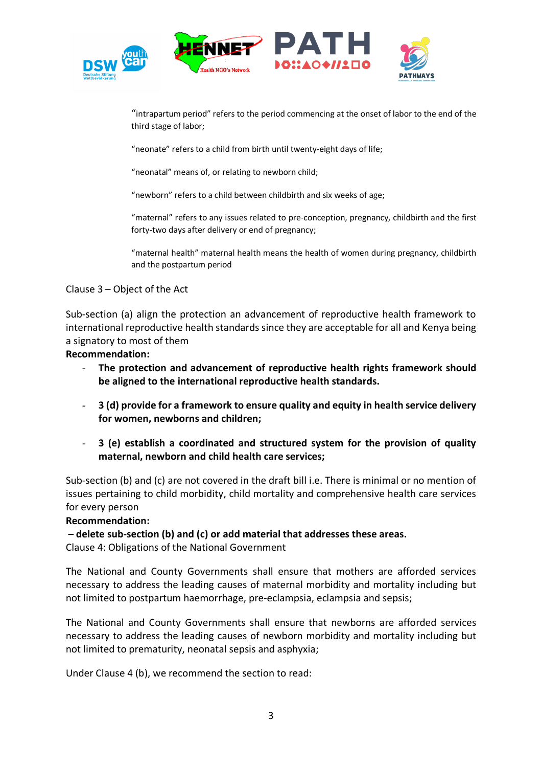"intrapartum period" refers to the period commencing at the onset of labor to the end of the third stage of labor;

"neonate" refers to a child from birth until twenty-eight days of life;

"neonatal" means of, or relating to newborn child;

"newborn" refers to a child between childbirth and six weeks of age;

"maternal" refers to any issues related to pre-conception, pregnancy, childbirth and the first forty-two days after delivery or end of pregnancy;

"maternal health" maternal health means the health of women during pregnancy, childbirth and the postpartum period

Clause 3 – Object of the Act

Sub-section (a) align the protection an advancement of reproductive health framework to international reproductive health standards since they are acceptable for all and Kenya being a signatory to most of them

**Recommendation:**

- **The protection and advancement of reproductive health rights framework should be aligned to the international reproductive health standards.**
- **3 (d) provide for a framework to ensure quality and equity in health service delivery for women, newborns and children;**
- **3 (e) establish a coordinated and structured system for the provision of quality maternal, newborn and child health care services;**

Sub-section (b) and (c) are not covered in the draft bill i.e. There is minimal or no mention of issues pertaining to child morbidity, child mortality and comprehensive health care services for every person

**Recommendation:**

**– delete sub-section (b) and (c) or add material that addresses these areas.**

Clause 4: Obligations of the National Government

The National and County Governments shall ensure that mothers are afforded services necessary to address the leading causes of maternal morbidity and mortality including but not limited to postpartum haemorrhage, pre-eclampsia, eclampsia and sepsis;

The National and County Governments shall ensure that newborns are afforded services necessary to address the leading causes of newborn morbidity and mortality including but not limited to prematurity, neonatal sepsis and asphyxia;

Under Clause 4 (b), we recommend the section to read: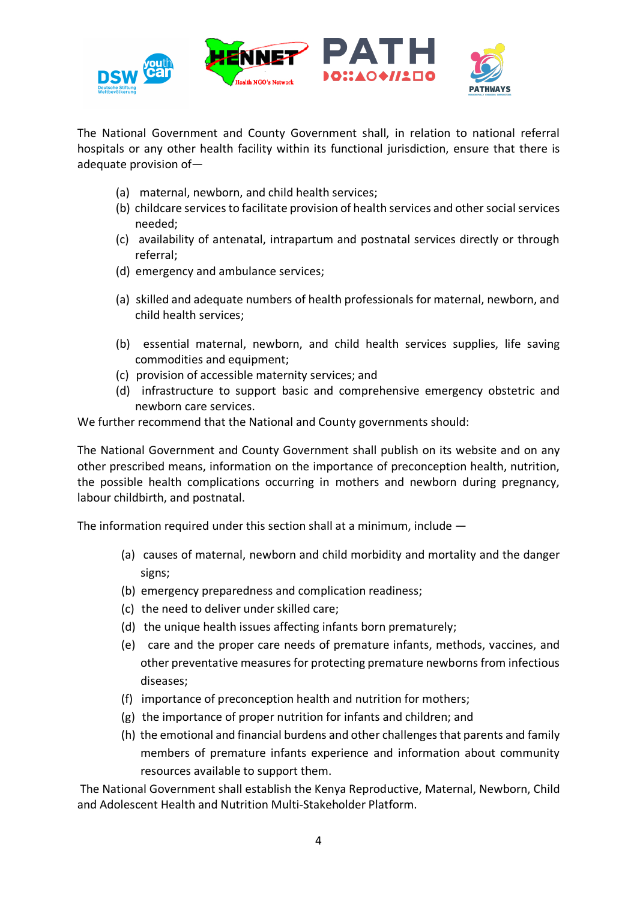The National Government and County Government shall, in relation to national referral hospitals or any other health facility within its functional jurisdiction, ensure that there is adequate provision of—

(a) maternal, newborn, and child health services;

(b) childcare services to facilitate provision of health services and other social services needed;

(c) availability of antenatal, intrapartum and postnatal services directly or through referral;

(d) emergency and ambulance services;

(a) skilled and adequate numbers of health professionals for maternal, newborn, and child health services;

(b) essential maternal, newborn, and child health services supplies, life saving commodities and equipment;

(c) provision of accessible maternity services; and

(d) infrastructure to support basic and comprehensive emergency obstetric and newborn care services.

We further recommend that the National and County governments should:

The National Government and County Government shall publish on its website and on any other prescribed means, information on the importance of preconception health, nutrition, the possible health complications occurring in mothers and newborn during pregnancy, labour childbirth, and postnatal.

The information required under this section shall at a minimum, include —

(a) causes of maternal, newborn and child morbidity and mortality and the danger signs;

(b) emergency preparedness and complication readiness;

(c) the need to deliver under skilled care;

(d) the unique health issues affecting infants born prematurely;

(e) care and the proper care needs of premature infants, methods, vaccines, and other preventative measures for protecting premature newborns from infectious diseases;

(f) importance of preconception health and nutrition for mothers;

(g) the importance of proper nutrition for infants and children; and

(h) the emotional and financial burdens and other challenges that parents and family members of premature infants experience and information about community resources available to support them.

The National Government shall establish the Kenya Reproductive, Maternal, Newborn, Child and Adolescent Health and Nutrition Multi-Stakeholder Platform.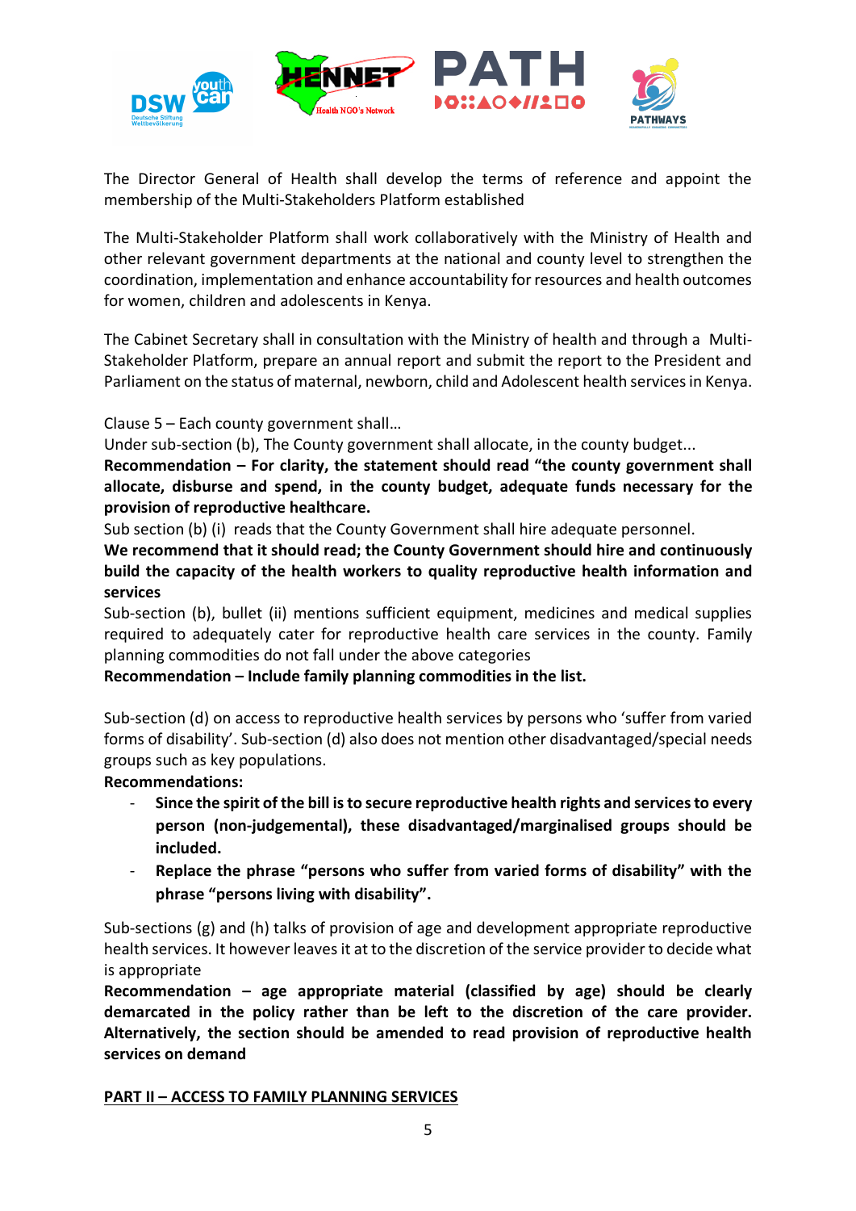The Director General of Health shall develop the terms of reference and appoint the membership of the Multi-Stakeholders Platform established

The Multi-Stakeholder Platform shall work collaboratively with the Ministry of Health and other relevant government departments at the national and county level to strengthen the coordination, implementation and enhance accountability for resources and health outcomes for women, children and adolescents in Kenya.

The Cabinet Secretary shall in consultation with the Ministry of health and through a Multi-Stakeholder Platform, prepare an annual report and submit the report to the President and Parliament on the status of maternal, newborn, child and Adolescent health services in Kenya.

Clause 5 – Each county government shall…

Under sub-section (b), The County government shall allocate, in the county budget...

**Recommendation – For clarity, the statement should read "the county government shall allocate, disburse and spend, in the county budget, adequate funds necessary for the provision of reproductive healthcare.**

Sub section (b) (i) reads that the County Government shall hire adequate personnel.

**We recommend that it should read; the County Government should hire and continuously build the capacity of the health workers to quality reproductive health information and services**

Sub-section (b), bullet (ii) mentions sufficient equipment, medicines and medical supplies required to adequately cater for reproductive health care services in the county. Family planning commodities do not fall under the above categories

**Recommendation – Include family planning commodities in the list.**

Sub-section (d) on access to reproductive health services by persons who 'suffer from varied forms of disability'. Sub-section (d) also does not mention other disadvantaged/special needs groups such as key populations.

**Recommendations:**

- **Since the spirit of the bill is to secure reproductive health rights and services to every person (non-judgemental), these disadvantaged/marginalised groups should be included.**
- **Replace the phrase "persons who suffer from varied forms of disability" with the phrase "persons living with disability".**

Sub-sections (g) and (h) talks of provision of age and development appropriate reproductive health services. It however leaves it at to the discretion of the service provider to decide what is appropriate

**Recommendation – age appropriate material (classified by age) should be clearly demarcated in the policy rather than be left to the discretion of the care provider. Alternatively, the section should be amended to read provision of reproductive health services on demand**

**PART II – ACCESS TO FAMILY PLANNING SERVICES**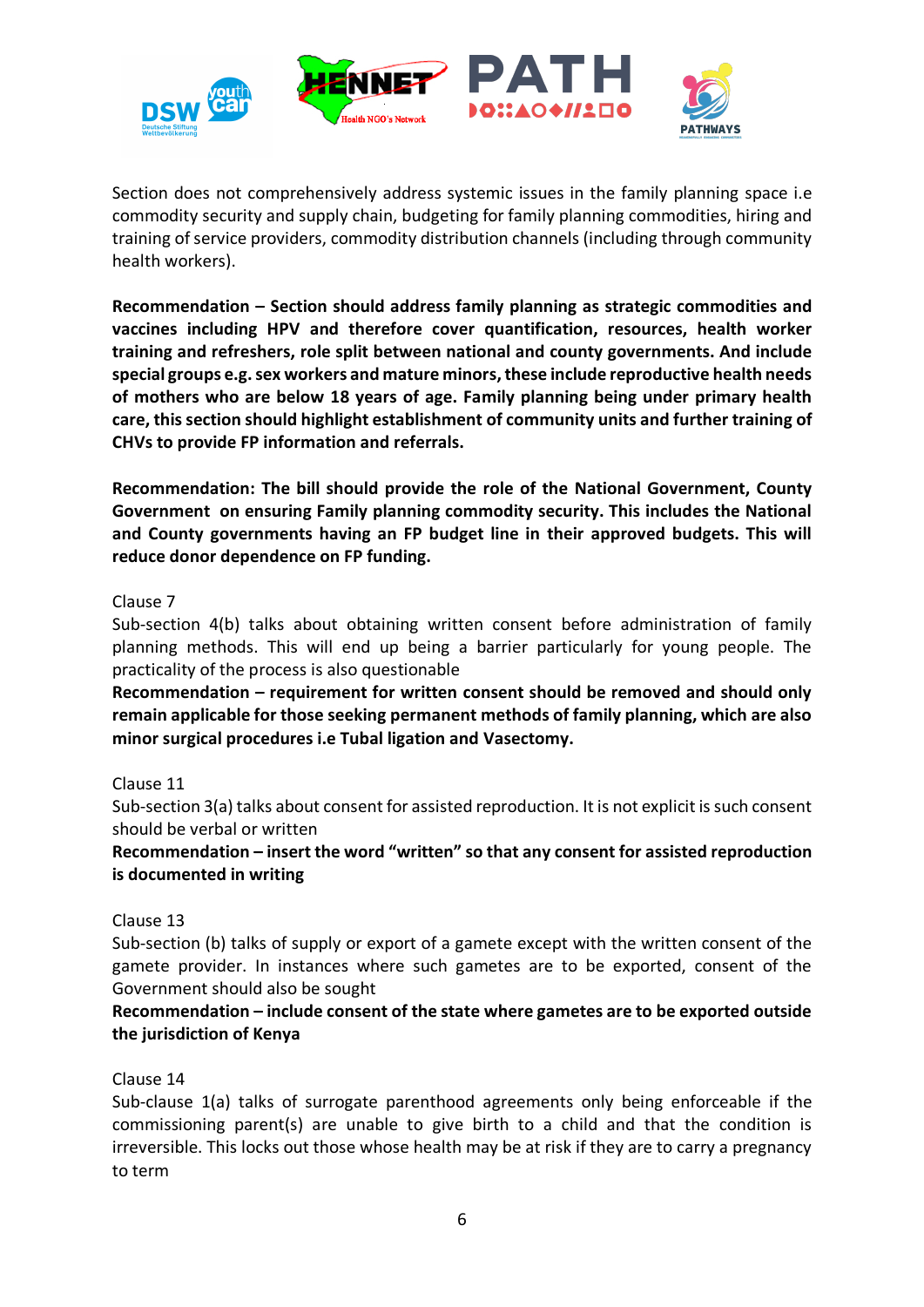Section does not comprehensively address systemic issues in the family planning space i.e commodity security and supply chain, budgeting for family planning commodities, hiring and training of service providers, commodity distribution channels (including through community health workers).

**Recommendation – Section should address family planning as strategic commodities and vaccines including HPV and therefore cover quantification, resources, health worker training and refreshers, role split between national and county governments. And include special groups e.g. sex workers and mature minors, these include reproductive health needs of mothers who are below 18 years of age. Family planning being under primary health care, this section should highlight establishment of community units and further training of CHVs to provide FP information and referrals.**

**Recommendation: The bill should provide the role of the National Government, County Government on ensuring Family planning commodity security. This includes the National and County governments having an FP budget line in their approved budgets. This will reduce donor dependence on FP funding.**

Clause 7

Sub-section 4(b) talks about obtaining written consent before administration of family planning methods. This will end up being a barrier particularly for young people. The practicality of the process is also questionable

**Recommendation – requirement for written consent should be removed and should only remain applicable for those seeking permanent methods of family planning, which are also minor surgical procedures i.e Tubal ligation and Vasectomy.**

Clause 11

Sub-section 3(a) talks about consent for assisted reproduction. It is not explicit is such consent should be verbal or written

**Recommendation – insert the word "written" so that any consent for assisted reproduction is documented in writing**

Clause 13

Sub-section (b) talks of supply or export of a gamete except with the written consent of the gamete provider. In instances where such gametes are to be exported, consent of the Government should also be sought

**Recommendation – include consent of the state where gametes are to be exported outside the jurisdiction of Kenya**

Clause 14

Sub-clause 1(a) talks of surrogate parenthood agreements only being enforceable if the commissioning parent(s) are unable to give birth to a child and that the condition is irreversible. This locks out those whose health may be at risk if they are to carry a pregnancy to term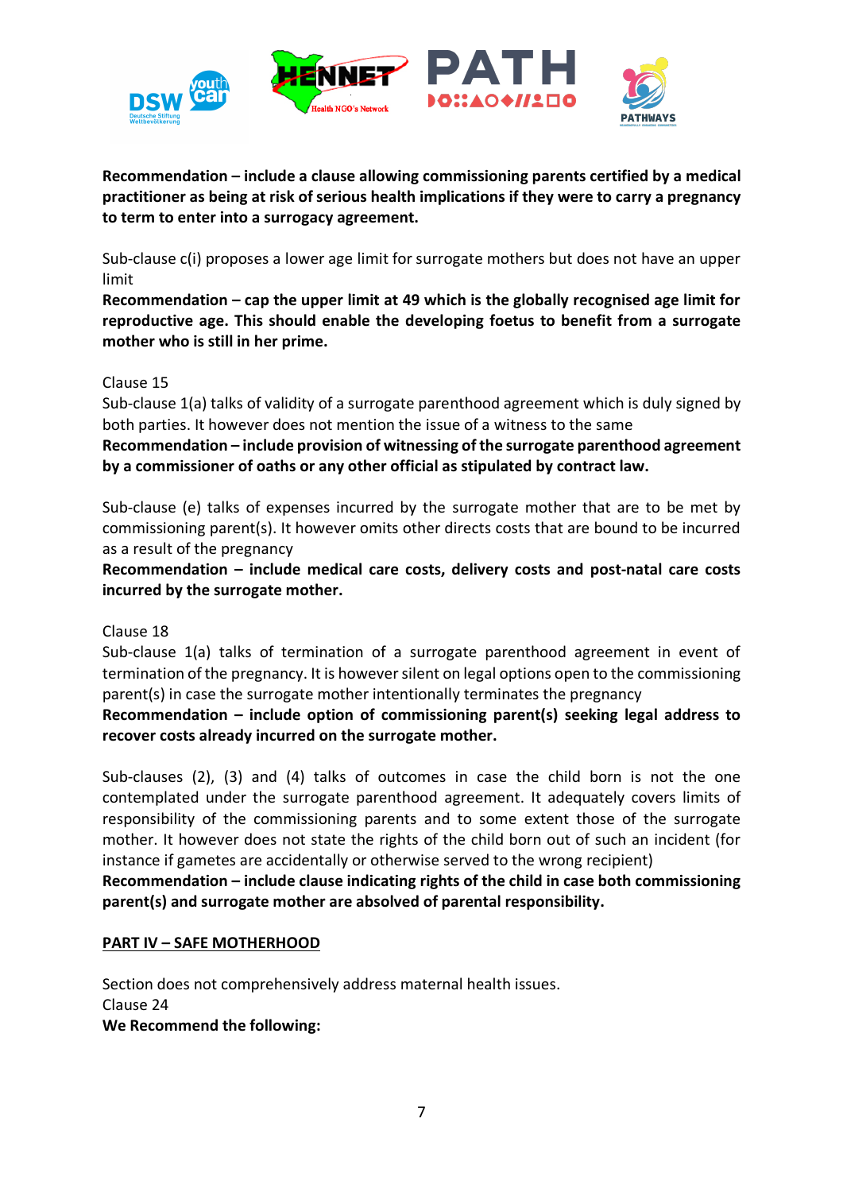**Recommendation – include a clause allowing commissioning parents certified by a medical practitioner as being at risk of serious health implications if they were to carry a pregnancy to term to enter into a surrogacy agreement.**

Sub-clause c(i) proposes a lower age limit for surrogate mothers but does not have an upper limit

**Recommendation – cap the upper limit at 49 which is the globally recognised age limit for reproductive age. This should enable the developing foetus to benefit from a surrogate mother who is still in her prime.**

Clause 15

Sub-clause 1(a) talks of validity of a surrogate parenthood agreement which is duly signed by both parties. It however does not mention the issue of a witness to the same

**Recommendation – include provision of witnessing of the surrogate parenthood agreement by a commissioner of oaths or any other official as stipulated by contract law.**

Sub-clause (e) talks of expenses incurred by the surrogate mother that are to be met by commissioning parent(s). It however omits other directs costs that are bound to be incurred as a result of the pregnancy

**Recommendation – include medical care costs, delivery costs and post-natal care costs incurred by the surrogate mother.**

Clause 18

Sub-clause 1(a) talks of termination of a surrogate parenthood agreement in event of termination of the pregnancy. It is however silent on legal options open to the commissioning parent(s) in case the surrogate mother intentionally terminates the pregnancy

**Recommendation – include option of commissioning parent(s) seeking legal address to recover costs already incurred on the surrogate mother.**

Sub-clauses (2), (3) and (4) talks of outcomes in case the child born is not the one contemplated under the surrogate parenthood agreement. It adequately covers limits of responsibility of the commissioning parents and to some extent those of the surrogate mother. It however does not state the rights of the child born out of such an incident (for instance if gametes are accidentally or otherwise served to the wrong recipient)

**Recommendation – include clause indicating rights of the child in case both commissioning parent(s) and surrogate mother are absolved of parental responsibility.**

## <u>PART IV – SAFE MOTHERHOOD</u>

Section does not comprehensively address maternal health issues.

Clause 24

**We Recommend the following:**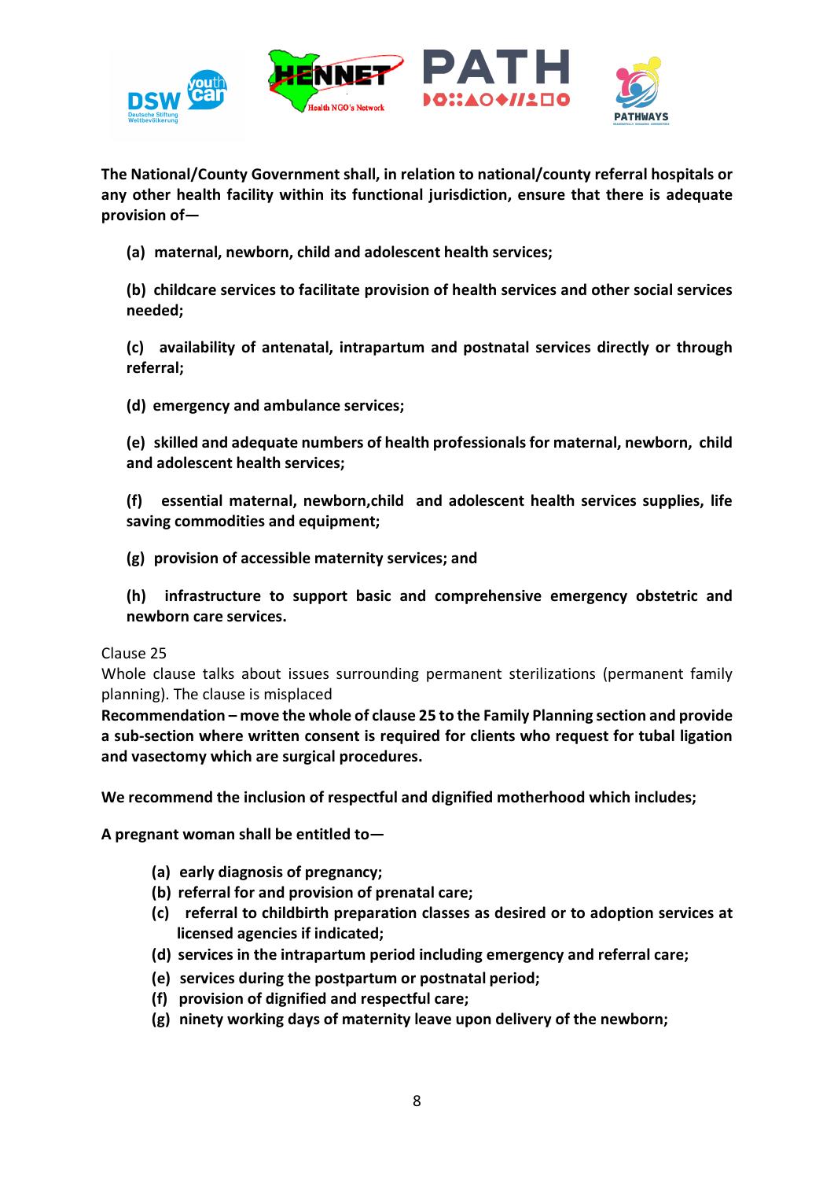**The National/County Government shall, in relation to national/county referral hospitals or any other health facility within its functional jurisdiction, ensure that there is adequate provision of—**

**(a) maternal, newborn, child and adolescent health services;**

**(b) childcare services to facilitate provision of health services and other social services needed;**

**(c) availability of antenatal, intrapartum and postnatal services directly or through referral;**

**(d) emergency and ambulance services;**

**(e) skilled and adequate numbers of health professionals for maternal, newborn, child and adolescent health services;**

**(f) essential maternal, newborn, child and adolescent health services supplies, life saving commodities and equipment;**

**(g) provision of accessible maternity services; and**

**(h) infrastructure to support basic and comprehensive emergency obstetric and newborn care services.**

Clause 25

Whole clause talks about issues surrounding permanent sterilizations (permanent family planning). The clause is misplaced

**Recommendation – move the whole of clause 25 to the Family Planning section and provide a sub-section where written consent is required for clients who request for tubal ligation and vasectomy which are surgical procedures.**

**We recommend the inclusion of respectful and dignified motherhood which includes;**

**A pregnant woman shall be entitled to—**

- **(a) early diagnosis of pregnancy;**
- **(b) referral for and provision of prenatal care;**
- **(c) referral to childbirth preparation classes as desired or to adoption services at licensed agencies if indicated;**
- **(d) services in the intrapartum period including emergency and referral care;**
- **(e) services during the postpartum or postnatal period;**
- **(f) provision of dignified and respectful care;**
- **(g) ninety working days of maternity leave upon delivery of the newborn;**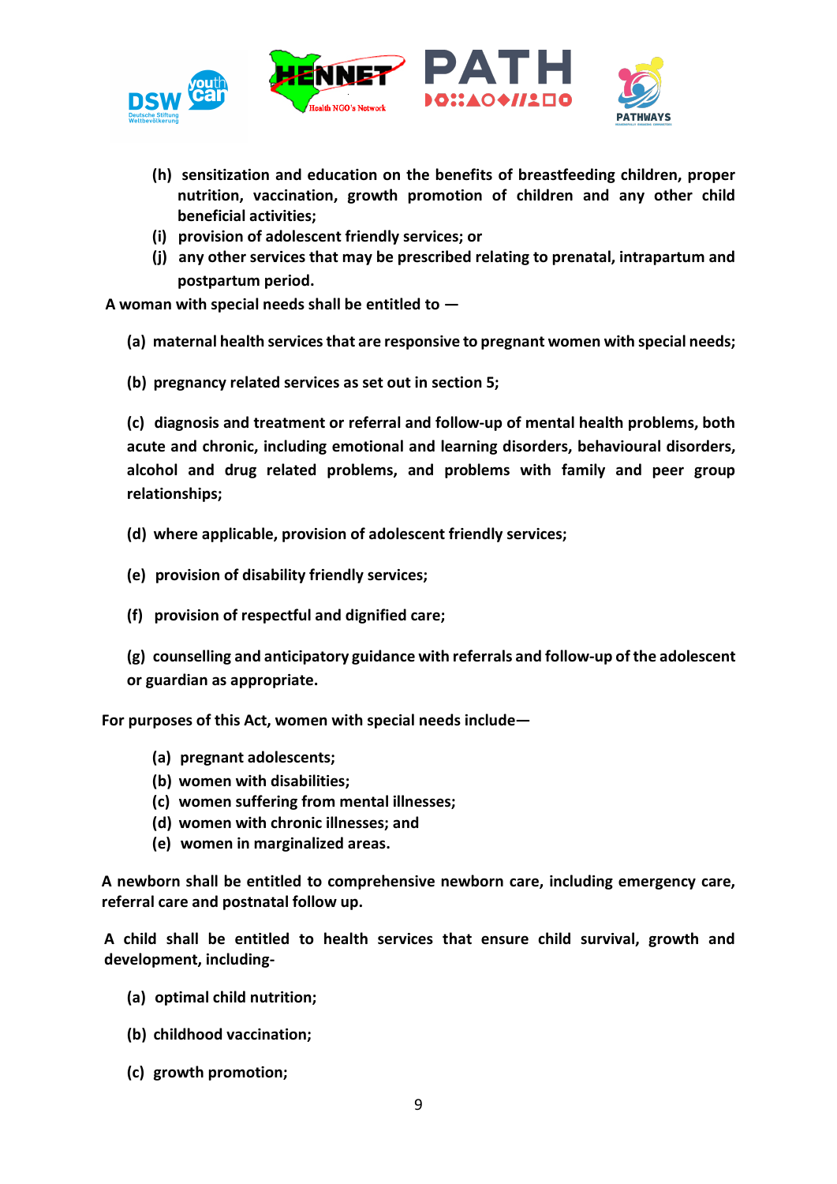**(h) sensitization and education on the benefits of breastfeeding children, proper nutrition, vaccination, growth promotion of children and any other child beneficial activities;**

**(i) provision of adolescent friendly services; or**

**(j) any other services that may be prescribed relating to prenatal, intrapartum and postpartum period.**

**A woman with special needs shall be entitled to —**

**(a) maternal health services that are responsive to pregnant women with special needs;**

**(b) pregnancy related services as set out in section 5;**

**(c) diagnosis and treatment or referral and follow-up of mental health problems, both acute and chronic, including emotional and learning disorders, behavioural disorders, alcohol and drug related problems, and problems with family and peer group relationships;**

**(d) where applicable, provision of adolescent friendly services;**

**(e) provision of disability friendly services;**

**(f) provision of respectful and dignified care;**

**(g) counselling and anticipatory guidance with referrals and follow-up of the adolescent or guardian as appropriate.**

**For purposes of this Act, women with special needs include—**

**(a) pregnant adolescents;**
**(b) women with disabilities;**
**(c) women suffering from mental illnesses;**
**(d) women with chronic illnesses; and**
**(e) women in marginalized areas.**

**A newborn shall be entitled to comprehensive newborn care, including emergency care, referral care and postnatal follow up.**

**A child shall be entitled to health services that ensure child survival, growth and development, including-**

**(a) optimal child nutrition;**

**(b) childhood vaccination;**

**(c) growth promotion;**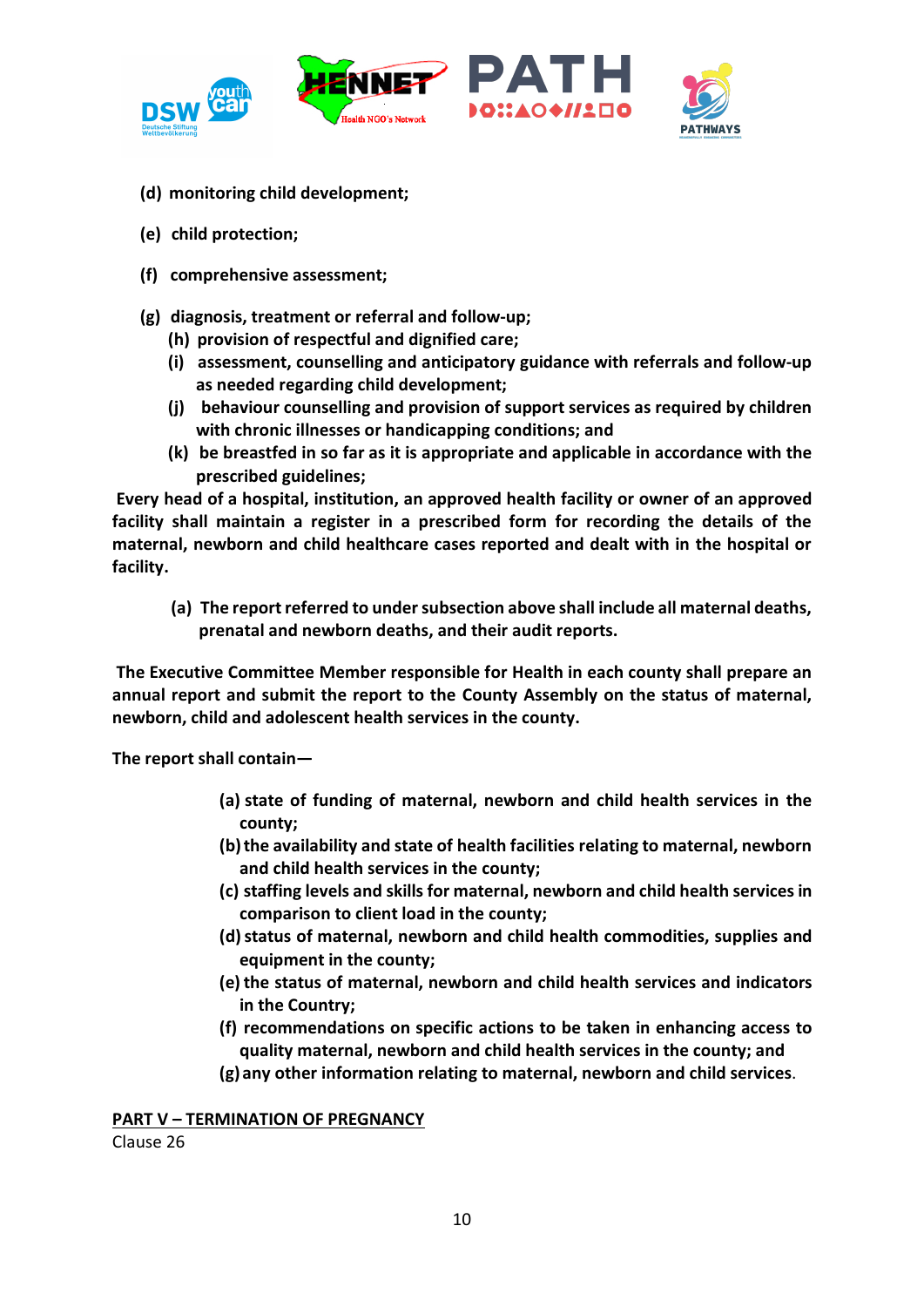**(d) monitoring child development;**

**(e) child protection;**

**(f) comprehensive assessment;**

**(g) diagnosis, treatment or referral and follow-up;**

**(h) provision of respectful and dignified care;**

**(i) assessment, counselling and anticipatory guidance with referrals and follow-up as needed regarding child development;**

**(j) behaviour counselling and provision of support services as required by children with chronic illnesses or handicapping conditions; and**

**(k) be breastfed in so far as it is appropriate and applicable in accordance with the prescribed guidelines;**

**Every head of a hospital, institution, an approved health facility or owner of an approved facility shall maintain a register in a prescribed form for recording the details of the maternal, newborn and child healthcare cases reported and dealt with in the hospital or facility.**

**(a) The report referred to under subsection above shall include all maternal deaths, prenatal and newborn deaths, and their audit reports.**

**The Executive Committee Member responsible for Health in each county shall prepare an annual report and submit the report to the County Assembly on the status of maternal, newborn, child and adolescent health services in the county.**

**The report shall contain—**

**(a) state of funding of maternal, newborn and child health services in the county;**

**(b) the availability and state of health facilities relating to maternal, newborn and child health services in the county;**

**(c) staffing levels and skills for maternal, newborn and child health services in comparison to client load in the county;**

**(d) status of maternal, newborn and child health commodities, supplies and equipment in the county;**

**(e) the status of maternal, newborn and child health services and indicators in the Country;**

**(f) recommendations on specific actions to be taken in enhancing access to quality maternal, newborn and child health services in the county; and**

**(g) any other information relating to maternal, newborn and child services.**

**<u>PART V – TERMINATION OF PREGNANCY</u>**

Clause 26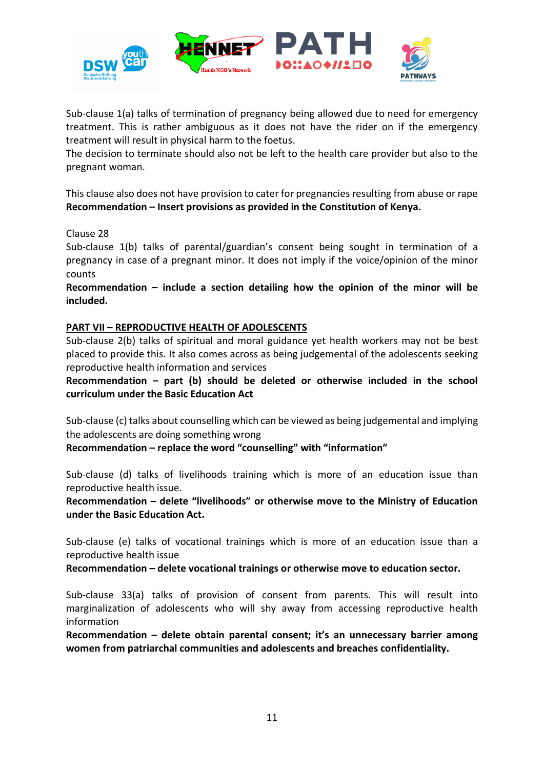Sub-clause 1(a) talks of termination of pregnancy being allowed due to need for emergency treatment. This is rather ambiguous as it does not have the rider on if the emergency treatment will result in physical harm to the foetus.
The decision to terminate should also not be left to the health care provider but also to the pregnant woman.

This clause also does not have provision to cater for pregnancies resulting from abuse or rape
**Recommendation – Insert provisions as provided in the Constitution of Kenya.**

Clause 28
Sub-clause 1(b) talks of parental/guardian's consent being sought in termination of a pregnancy in case of a pregnant minor. It does not imply if the voice/opinion of the minor counts
**Recommendation – include a section detailing how the opinion of the minor will be included.**

**PART VII – REPRODUCTIVE HEALTH OF ADOLESCENTS**
Sub-clause 2(b) talks of spiritual and moral guidance yet health workers may not be best placed to provide this. It also comes across as being judgemental of the adolescents seeking reproductive health information and services
**Recommendation – part (b) should be deleted or otherwise included in the school curriculum under the Basic Education Act**

Sub-clause (c) talks about counselling which can be viewed as being judgemental and implying the adolescents are doing something wrong
**Recommendation – replace the word "counselling" with "information"**

Sub-clause (d) talks of livelihoods training which is more of an education issue than reproductive health issue.
**Recommendation – delete "livelihoods" or otherwise move to the Ministry of Education under the Basic Education Act.**

Sub-clause (e) talks of vocational trainings which is more of an education issue than a reproductive health issue
**Recommendation – delete vocational trainings or otherwise move to education sector.**

Sub-clause 33(a) talks of provision of consent from parents. This will result into marginalization of adolescents who will shy away from accessing reproductive health information
**Recommendation – delete obtain parental consent; it's an unnecessary barrier among women from patriarchal communities and adolescents and breaches confidentiality.**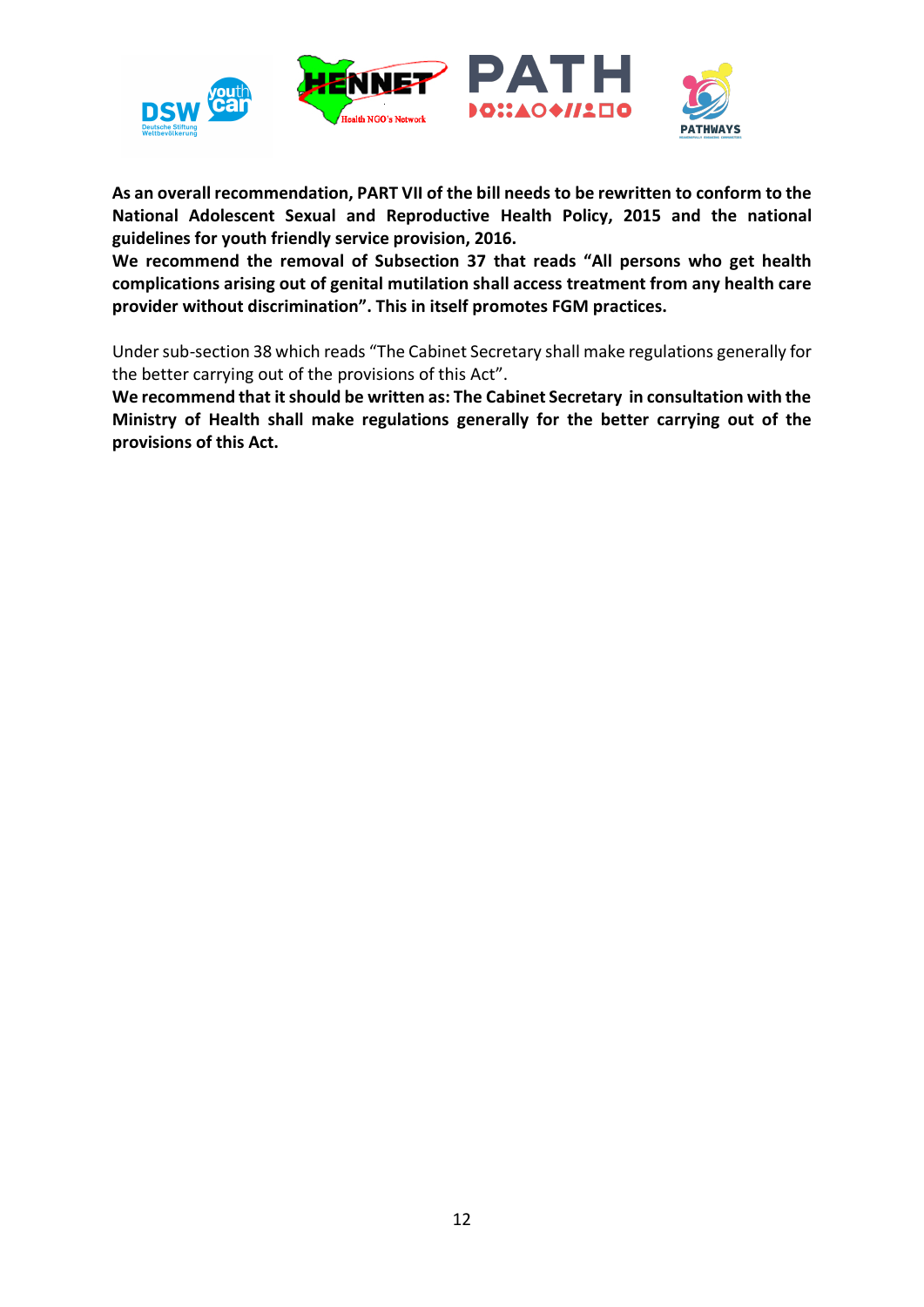**As an overall recommendation, PART VII of the bill needs to be rewritten to conform to the National Adolescent Sexual and Reproductive Health Policy, 2015 and the national guidelines for youth friendly service provision, 2016.**

**We recommend the removal of Subsection 37 that reads "All persons who get health complications arising out of genital mutilation shall access treatment from any health care provider without discrimination". This in itself promotes FGM practices.**

Under sub-section 38 which reads "The Cabinet Secretary shall make regulations generally for the better carrying out of the provisions of this Act".

**We recommend that it should be written as: The Cabinet Secretary in consultation with the Ministry of Health shall make regulations generally for the better carrying out of the provisions of this Act.**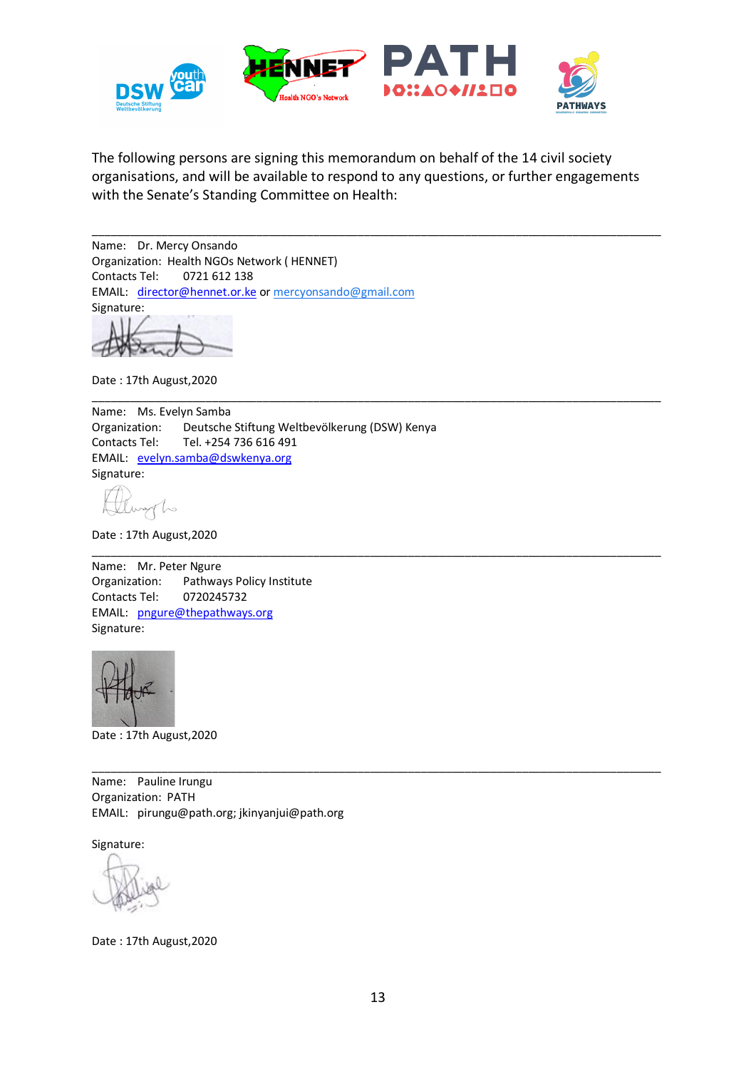The following persons are signing this memorandum on behalf of the 14 civil society organisations, and will be available to respond to any questions, or further engagements with the Senate's Standing Committee on Health:

---

Name: Dr. Mercy Onsando
Organization: Health NGOs Network ( HENNET)
Contacts Tel: 0721 612 138
EMAIL: director@hennet.or.ke or mercyonsando@gmail.com
Signature:

Date : 17th August,2020

---

Name: Ms. Evelyn Samba
Organization: Deutsche Stiftung Weltbevölkerung (DSW) Kenya
Contacts Tel: Tel. +254 736 616 491
EMAIL: evelyn.samba@dswkenya.org
Signature:

Date : 17th August,2020

---

Name: Mr. Peter Ngure
Organization: Pathways Policy Institute
Contacts Tel: 0720245732
EMAIL: pngure@thepathways.org
Signature:

Date : 17th August,2020

---

Name: Pauline Irungu
Organization: PATH
EMAIL: pirungu@path.org; jkinyanjui@path.org

Signature:

Date : 17th August,2020